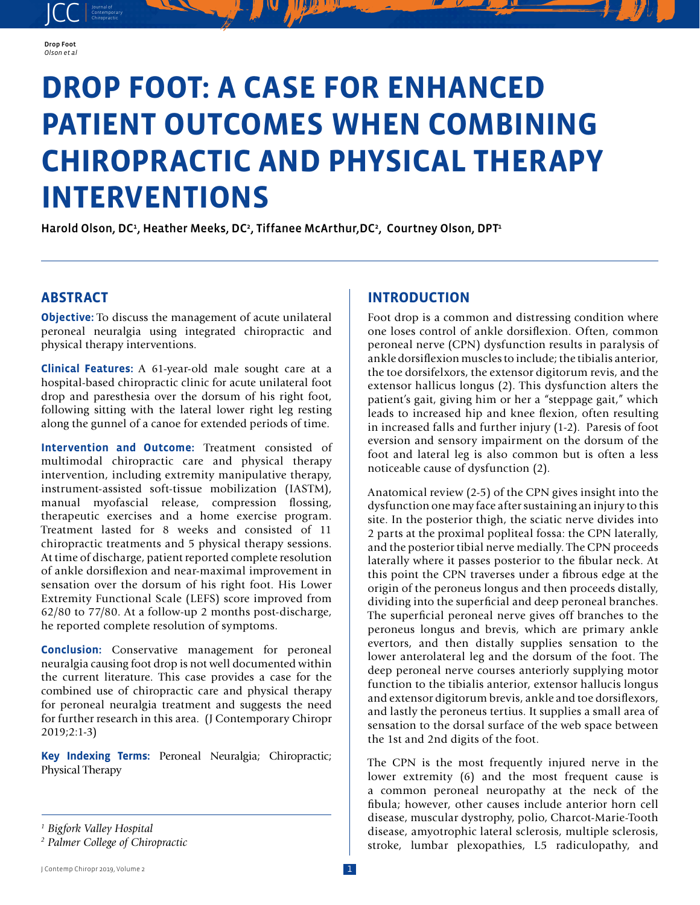# DROP FOOT: A CASE FOR ENHANCED PATIENT OUTCOMES WHEN COMBINING CHIROPRACTIC AND PHYSICAL THERAPY INTERVENTIONS

**Harold Olson, DC[1], Heather Meeks, DC[2], Tiffanee McArthur, DC[2], Courtney Olson, DPT[1]**

## ABSTRACT

**Objective:** To discuss the management of acute unilateral peroneal neuralgia using integrated chiropractic and physical therapy interventions.

**Clinical Features:** A 61-year-old male sought care at a hospital-based chiropractic clinic for acute unilateral foot drop and paresthesia over the dorsum of his right foot, following sitting with the lateral lower right leg resting along the gunnel of a canoe for extended periods of time.

**Intervention and Outcome:** Treatment consisted of multimodal chiropractic care and physical therapy intervention, including extremity manipulative therapy, instrument-assisted soft-tissue mobilization (IASTM), manual myofascial release, compression flossing, therapeutic exercises and a home exercise program. Treatment lasted for 8 weeks and consisted of 11 chiropractic treatments and 5 physical therapy sessions. At time of discharge, patient reported complete resolution of ankle dorsiflexion and near-maximal improvement in sensation over the dorsum of his right foot. His Lower Extremity Functional Scale (LEFS) score improved from 62/80 to 77/80. At a follow-up 2 months post-discharge, he reported complete resolution of symptoms.

**Conclusion:** Conservative management for peroneal neuralgia causing foot drop is not well documented within the current literature. This case provides a case for the combined use of chiropractic care and physical therapy for peroneal neuralgia treatment and suggests the need for further research in this area. (J Contemporary Chiropr 2019;2:1-3)

**Key Indexing Terms:** Peroneal Neuralgia; Chiropractic; Physical Therapy

*[1] Bigfork Valley Hospital*
*[2] Palmer College of Chiropractic*

## INTRODUCTION

Foot drop is a common and distressing condition where one loses control of ankle dorsiflexion. Often, common peroneal nerve (CPN) dysfunction results in paralysis of ankle dorsiflexion muscles to include; the tibialis anterior, the toe dorsifelxors, the extensor digitorum revis, and the extensor hallicus longus (2). This dysfunction alters the patient's gait, giving him or her a "steppage gait," which leads to increased hip and knee flexion, often resulting in increased falls and further injury (1-2). Paresis of foot eversion and sensory impairment on the dorsum of the foot and lateral leg is also common but is often a less noticeable cause of dysfunction (2).

Anatomical review (2-5) of the CPN gives insight into the dysfunction one may face after sustaining an injury to this site. In the posterior thigh, the sciatic nerve divides into 2 parts at the proximal popliteal fossa: the CPN laterally, and the posterior tibial nerve medially. The CPN proceeds laterally where it passes posterior to the fibular neck. At this point the CPN traverses under a fibrous edge at the origin of the peroneus longus and then proceeds distally, dividing into the superficial and deep peroneal branches. The superficial peroneal nerve gives off branches to the peroneus longus and brevis, which are primary ankle evertors, and then distally supplies sensation to the lower anterolateral leg and the dorsum of the foot. The deep peroneal nerve courses anteriorly supplying motor function to the tibialis anterior, extensor hallucis longus and extensor digitorum brevis, ankle and toe dorsiflexors, and lastly the peroneus tertius. It supplies a small area of sensation to the dorsal surface of the web space between the 1st and 2nd digits of the foot.

The CPN is the most frequently injured nerve in the lower extremity (6) and the most frequent cause is a common peroneal neuropathy at the neck of the fibula; however, other causes include anterior horn cell disease, muscular dystrophy, polio, Charcot-Marie-Tooth disease, amyotrophic lateral sclerosis, multiple sclerosis, stroke, lumbar plexopathies, L5 radiculopathy, and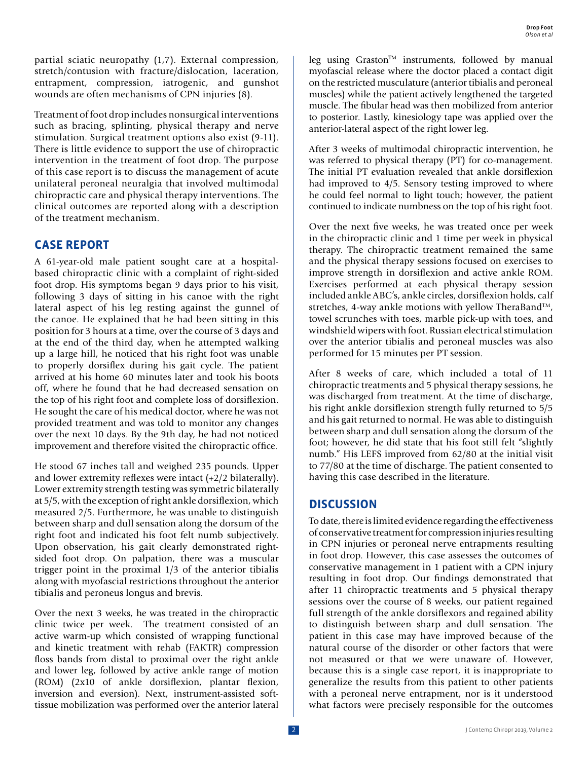partial sciatic neuropathy (1,7). External compression, stretch/contusion with fracture/dislocation, laceration, entrapment, compression, iatrogenic, and gunshot wounds are often mechanisms of CPN injuries (8).

Treatment of foot drop includes nonsurgical interventions such as bracing, splinting, physical therapy and nerve stimulation. Surgical treatment options also exist (9-11). There is little evidence to support the use of chiropractic intervention in the treatment of foot drop. The purpose of this case report is to discuss the management of acute unilateral peroneal neuralgia that involved multimodal chiropractic care and physical therapy interventions. The clinical outcomes are reported along with a description of the treatment mechanism.

## CASE REPORT

A 61-year-old male patient sought care at a hospital-based chiropractic clinic with a complaint of right-sided foot drop. His symptoms began 9 days prior to his visit, following 3 days of sitting in his canoe with the right lateral aspect of his leg resting against the gunnel of the canoe. He explained that he had been sitting in this position for 3 hours at a time, over the course of 3 days and at the end of the third day, when he attempted walking up a large hill, he noticed that his right foot was unable to properly dorsiflex during his gait cycle. The patient arrived at his home 60 minutes later and took his boots off, where he found that he had decreased sensation on the top of his right foot and complete loss of dorsiflexion. He sought the care of his medical doctor, where he was not provided treatment and was told to monitor any changes over the next 10 days. By the 9th day, he had not noticed improvement and therefore visited the chiropractic office.

He stood 67 inches tall and weighed 235 pounds. Upper and lower extremity reflexes were intact (+2/2 bilaterally). Lower extremity strength testing was symmetric bilaterally at 5/5, with the exception of right ankle dorsiflexion, which measured 2/5. Furthermore, he was unable to distinguish between sharp and dull sensation along the dorsum of the right foot and indicated his foot felt numb subjectively. Upon observation, his gait clearly demonstrated right-sided foot drop. On palpation, there was a muscular trigger point in the proximal 1/3 of the anterior tibialis along with myofascial restrictions throughout the anterior tibialis and peroneus longus and brevis.

Over the next 3 weeks, he was treated in the chiropractic clinic twice per week. The treatment consisted of an active warm-up which consisted of wrapping functional and kinetic treatment with rehab (FAKTR) compression floss bands from distal to proximal over the right ankle and lower leg, followed by active ankle range of motion (ROM) (2x10 of ankle dorsiflexion, plantar flexion, inversion and eversion). Next, instrument-assisted soft-tissue mobilization was performed over the anterior lateral leg using Graston™ instruments, followed by manual myofascial release where the doctor placed a contact digit on the restricted musculature (anterior tibialis and peroneal muscles) while the patient actively lengthened the targeted muscle. The fibular head was then mobilized from anterior to posterior. Lastly, kinesiology tape was applied over the anterior-lateral aspect of the right lower leg.

After 3 weeks of multimodal chiropractic intervention, he was referred to physical therapy (PT) for co-management. The initial PT evaluation revealed that ankle dorsiflexion had improved to 4/5. Sensory testing improved to where he could feel normal to light touch; however, the patient continued to indicate numbness on the top of his right foot.

Over the next five weeks, he was treated once per week in the chiropractic clinic and 1 time per week in physical therapy. The chiropractic treatment remained the same and the physical therapy sessions focused on exercises to improve strength in dorsiflexion and active ankle ROM. Exercises performed at each physical therapy session included ankle ABC's, ankle circles, dorsiflexion holds, calf stretches, 4-way ankle motions with yellow TheraBand™, towel scrunches with toes, marble pick-up with toes, and windshield wipers with foot. Russian electrical stimulation over the anterior tibialis and peroneal muscles was also performed for 15 minutes per PT session.

After 8 weeks of care, which included a total of 11 chiropractic treatments and 5 physical therapy sessions, he was discharged from treatment. At the time of discharge, his right ankle dorsiflexion strength fully returned to 5/5 and his gait returned to normal. He was able to distinguish between sharp and dull sensation along the dorsum of the foot; however, he did state that his foot still felt "slightly numb." His LEFS improved from 62/80 at the initial visit to 77/80 at the time of discharge. The patient consented to having this case described in the literature.

## DISCUSSION

To date, there is limited evidence regarding the effectiveness of conservative treatment for compression injuries resulting in CPN injuries or peroneal nerve entrapments resulting in foot drop. However, this case assesses the outcomes of conservative management in 1 patient with a CPN injury resulting in foot drop. Our findings demonstrated that after 11 chiropractic treatments and 5 physical therapy sessions over the course of 8 weeks, our patient regained full strength of the ankle dorsiflexors and regained ability to distinguish between sharp and dull sensation. The patient in this case may have improved because of the natural course of the disorder or other factors that were not measured or that we were unaware of. However, because this is a single case report, it is inappropriate to generalize the results from this patient to other patients with a peroneal nerve entrapment, nor is it understood what factors were precisely responsible for the outcomes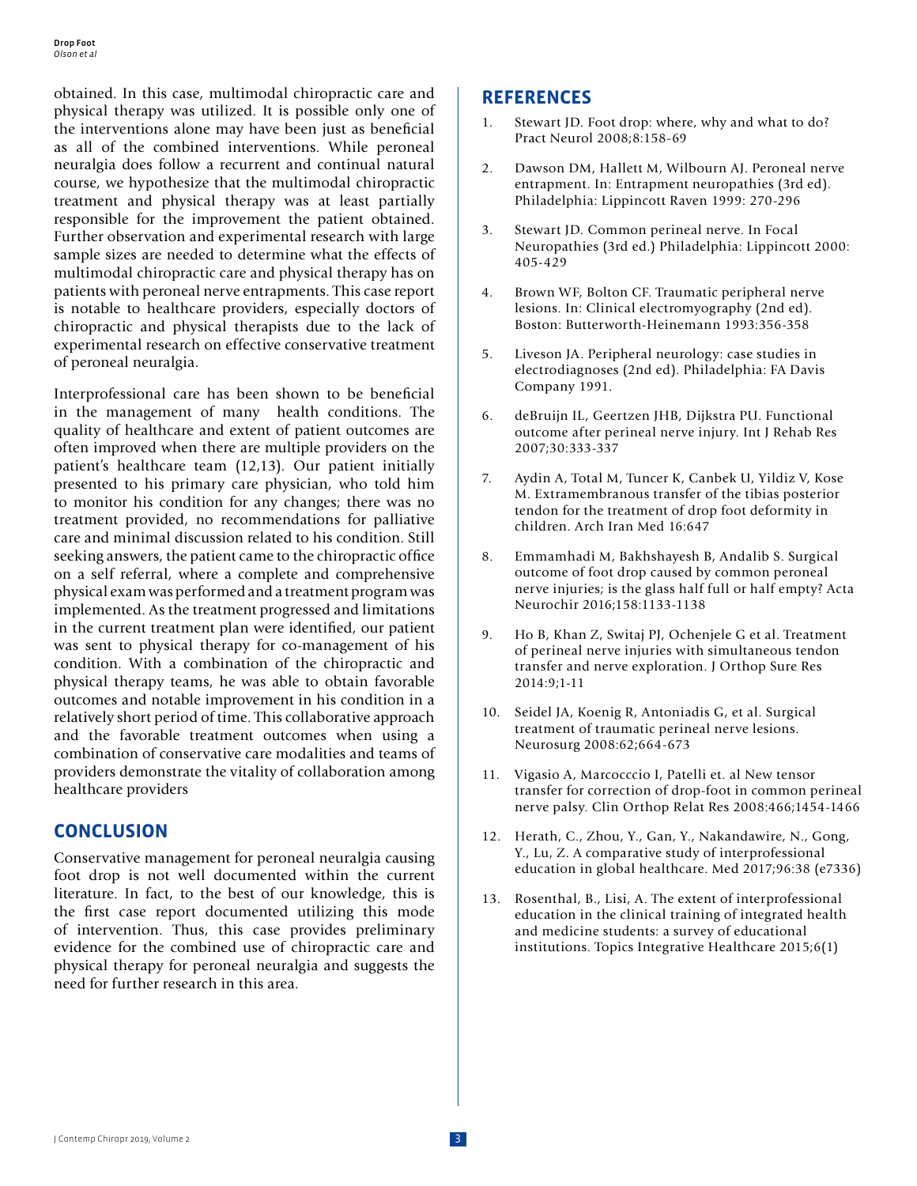obtained. In this case, multimodal chiropractic care and physical therapy was utilized. It is possible only one of the interventions alone may have been just as beneficial as all of the combined interventions. While peroneal neuralgia does follow a recurrent and continual natural course, we hypothesize that the multimodal chiropractic treatment and physical therapy was at least partially responsible for the improvement the patient obtained. Further observation and experimental research with large sample sizes are needed to determine what the effects of multimodal chiropractic care and physical therapy has on patients with peroneal nerve entrapments. This case report is notable to healthcare providers, especially doctors of chiropractic and physical therapists due to the lack of experimental research on effective conservative treatment of peroneal neuralgia.

Interprofessional care has been shown to be beneficial in the management of many health conditions. The quality of healthcare and extent of patient outcomes are often improved when there are multiple providers on the patient's healthcare team (12,13). Our patient initially presented to his primary care physician, who told him to monitor his condition for any changes; there was no treatment provided, no recommendations for palliative care and minimal discussion related to his condition. Still seeking answers, the patient came to the chiropractic office on a self referral, where a complete and comprehensive physical exam was performed and a treatment program was implemented. As the treatment progressed and limitations in the current treatment plan were identified, our patient was sent to physical therapy for co-management of his condition. With a combination of the chiropractic and physical therapy teams, he was able to obtain favorable outcomes and notable improvement in his condition in a relatively short period of time. This collaborative approach and the favorable treatment outcomes when using a combination of conservative care modalities and teams of providers demonstrate the vitality of collaboration among healthcare providers

## CONCLUSION

Conservative management for peroneal neuralgia causing foot drop is not well documented within the current literature. In fact, to the best of our knowledge, this is the first case report documented utilizing this mode of intervention. Thus, this case provides preliminary evidence for the combined use of chiropractic care and physical therapy for peroneal neuralgia and suggests the need for further research in this area.

## REFERENCES

1. Stewart JD. Foot drop: where, why and what to do? Pract Neurol 2008;8:158-69
2. Dawson DM, Hallett M, Wilbourn AJ. Peroneal nerve entrapment. In: Entrapment neuropathies (3rd ed). Philadelphia: Lippincott Raven 1999: 270-296
3. Stewart JD. Common perineal nerve. In Focal Neuropathies (3rd ed.) Philadelphia: Lippincott 2000: 405-429
4. Brown WF, Bolton CF. Traumatic peripheral nerve lesions. In: Clinical electromyography (2nd ed). Boston: Butterworth-Heinemann 1993:356-358
5. Liveson JA. Peripheral neurology: case studies in electrodiagnoses (2nd ed). Philadelphia: FA Davis Company 1991.
6. deBruijn IL, Geertzen JHB, Dijkstra PU. Functional outcome after perineal nerve injury. Int J Rehab Res 2007;30:333-337
7. Aydin A, Total M, Tuncer K, Canbek U, Yildiz V, Kose M. Extramembranous transfer of the tibias posterior tendon for the treatment of drop foot deformity in children. Arch Iran Med 16:647
8. Emmamhadi M, Bakhshayesh B, Andalib S. Surgical outcome of foot drop caused by common peroneal nerve injuries; is the glass half full or half empty? Acta Neurochir 2016;158:1133-1138
9. Ho B, Khan Z, Switaj PJ, Ochenjele G et al. Treatment of perineal nerve injuries with simultaneous tendon transfer and nerve exploration. J Orthop Sure Res 2014:9;1-11
10. Seidel JA, Koenig R, Antoniadis G, et al. Surgical treatment of traumatic perineal nerve lesions. Neurosurg 2008:62;664-673
11. Vigasio A, Marcocccio I, Patelli et. al New tensor transfer for correction of drop-foot in common perineal nerve palsy. Clin Orthop Relat Res 2008:466;1454-1466
12. Herath, C., Zhou, Y., Gan, Y., Nakandawire, N., Gong, Y., Lu, Z. A comparative study of interprofessional education in global healthcare. Med 2017;96:38 (e7336)
13. Rosenthal, B., Lisi, A. The extent of interprofessional education in the clinical training of integrated health and medicine students: a survey of educational institutions. Topics Integrative Healthcare 2015;6(1)